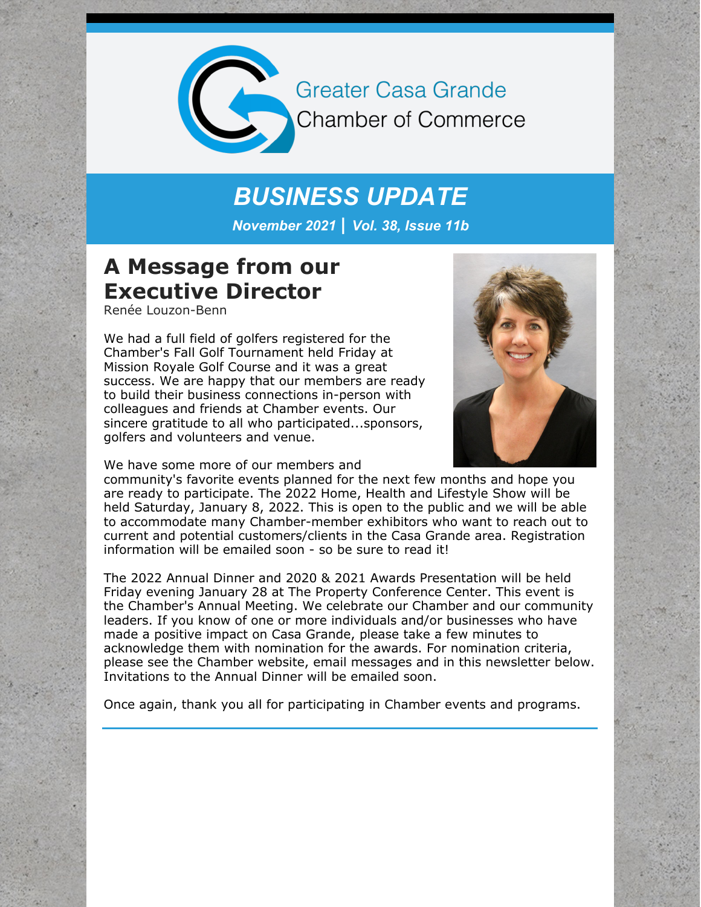Greater Casa Grande
Chamber of Commerce

# *BUSINESS UPDATE*

***November 2021 | Vol. 38, Issue 11b***

## A Message from our Executive Director

Renée Louzon-Benn

We had a full field of golfers registered for the Chamber's Fall Golf Tournament held Friday at Mission Royale Golf Course and it was a great success. We are happy that our members are ready to build their business connections in-person with colleagues and friends at Chamber events. Our sincere gratitude to all who participated...sponsors, golfers and volunteers and venue.

We have some more of our members and community's favorite events planned for the next few months and hope you are ready to participate. The 2022 Home, Health and Lifestyle Show will be held Saturday, January 8, 2022. This is open to the public and we will be able to accommodate many Chamber-member exhibitors who want to reach out to current and potential customers/clients in the Casa Grande area. Registration information will be emailed soon - so be sure to read it!

The 2022 Annual Dinner and 2020 & 2021 Awards Presentation will be held Friday evening January 28 at The Property Conference Center. This event is the Chamber's Annual Meeting. We celebrate our Chamber and our community leaders. If you know of one or more individuals and/or businesses who have made a positive impact on Casa Grande, please take a few minutes to acknowledge them with nomination for the awards. For nomination criteria, please see the Chamber website, email messages and in this newsletter below. Invitations to the Annual Dinner will be emailed soon.

Once again, thank you all for participating in Chamber events and programs.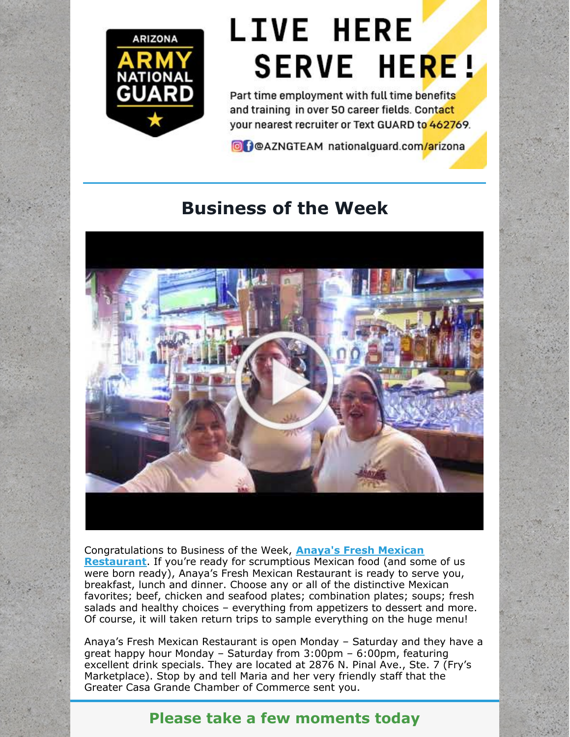ARIZONA ARMY NATIONAL GUARD

# LIVE HERE SERVE HERE!

Part time employment with full time benefits and training in over 50 career fields. Contact your nearest recruiter or Text GUARD to 462769.

@AZNGTEAM nationalguard.com/arizona

## Business of the Week

Congratulations to Business of the Week, **Anaya's Fresh Mexican Restaurant**. If you're ready for scrumptious Mexican food (and some of us were born ready), Anaya's Fresh Mexican Restaurant is ready to serve you, breakfast, lunch and dinner. Choose any or all of the distinctive Mexican favorites; beef, chicken and seafood plates; combination plates; soups; fresh salads and healthy choices – everything from appetizers to dessert and more. Of course, it will taken return trips to sample everything on the huge menu!

Anaya's Fresh Mexican Restaurant is open Monday – Saturday and they have a great happy hour Monday – Saturday from 3:00pm – 6:00pm, featuring excellent drink specials. They are located at 2876 N. Pinal Ave., Ste. 7 (Fry's Marketplace). Stop by and tell Maria and her very friendly staff that the Greater Casa Grande Chamber of Commerce sent you.

## Please take a few moments today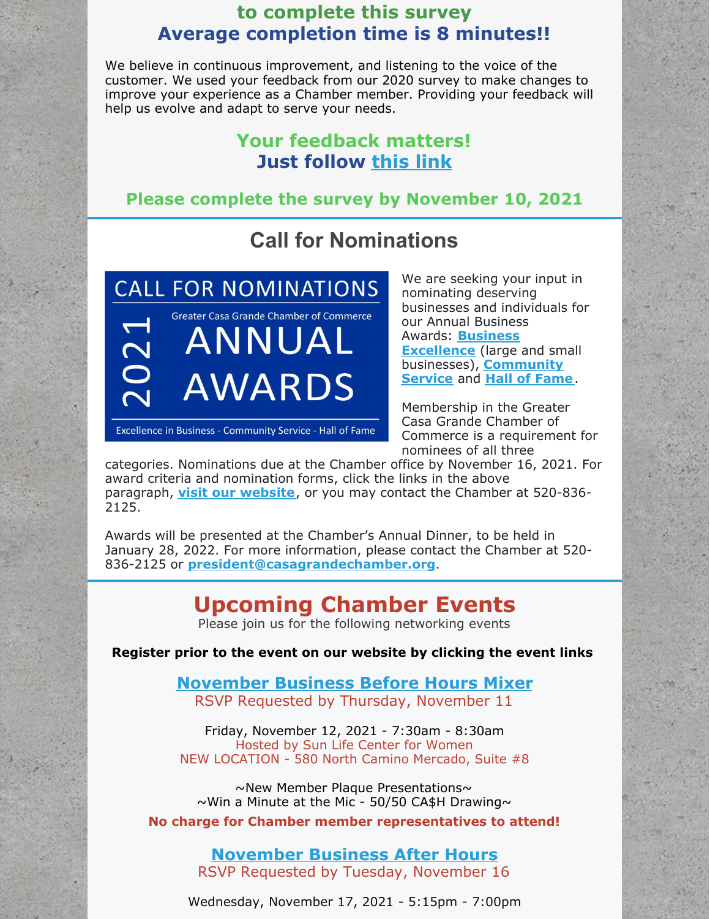**to complete this survey**
**Average completion time is 8 minutes!!**

We believe in continuous improvement, and listening to the voice of the customer. We used your feedback from our 2020 survey to make changes to improve your experience as a Chamber member. Providing your feedback will help us evolve and adapt to serve your needs.

**Your feedback matters!**
**Just follow this link**

**Please complete the survey by November 10, 2021**

## Call for Nominations

CALL FOR NOMINATIONS
2021
Greater Casa Grande Chamber of Commerce
ANNUAL AWARDS
Excellence in Business - Community Service - Hall of Fame

We are seeking your input in nominating deserving businesses and individuals for our Annual Business Awards: **Business Excellence** (large and small businesses), **Community Service** and **Hall of Fame**.

Membership in the Greater Casa Grande Chamber of Commerce is a requirement for nominees of all three categories. Nominations due at the Chamber office by November 16, 2021. For award criteria and nomination forms, click the links in the above paragraph, **visit our website**, or you may contact the Chamber at 520-836-2125.

Awards will be presented at the Chamber's Annual Dinner, to be held in January 28, 2022. For more information, please contact the Chamber at 520-836-2125 or **president@casagrandechamber.org**.

## Upcoming Chamber Events

Please join us for the following networking events

**Register prior to the event on our website by clicking the event links**

### November Business Before Hours Mixer

RSVP Requested by Thursday, November 11

Friday, November 12, 2021 - 7:30am - 8:30am
Hosted by Sun Life Center for Women
NEW LOCATION - 580 North Camino Mercado, Suite #8

~New Member Plaque Presentations~
~Win a Minute at the Mic - 50/50 CA$H Drawing~

**No charge for Chamber member representatives to attend!**

### November Business After Hours

RSVP Requested by Tuesday, November 16

Wednesday, November 17, 2021 - 5:15pm - 7:00pm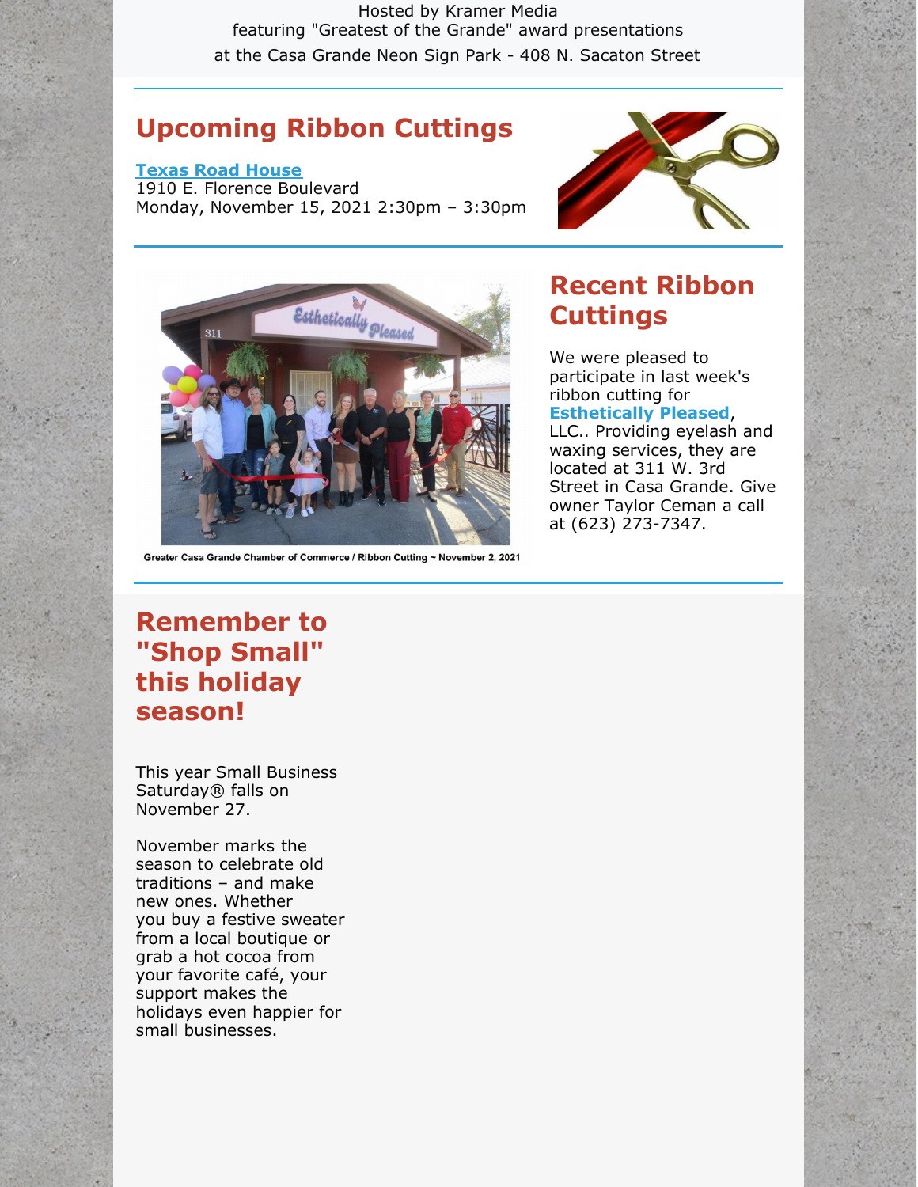Hosted by Kramer Media
featuring "Greatest of the Grande" award presentations
at the Casa Grande Neon Sign Park - 408 N. Sacaton Street

## Upcoming Ribbon Cuttings

**Texas Road House**
1910 E. Florence Boulevard
Monday, November 15, 2021 2:30pm – 3:30pm

Greater Casa Grande Chamber of Commerce / Ribbon Cutting ~ November 2, 2021

## Recent Ribbon Cuttings

We were pleased to participate in last week's ribbon cutting for **Esthetically Pleased**, LLC.. Providing eyelash and waxing services, they are located at 311 W. 3rd Street in Casa Grande. Give owner Taylor Ceman a call at (623) 273-7347.

## Remember to "Shop Small" this holiday season!

This year Small Business Saturday® falls on November 27.

November marks the season to celebrate old traditions – and make new ones. Whether you buy a festive sweater from a local boutique or grab a hot cocoa from your favorite café, your support makes the holidays even happier for small businesses.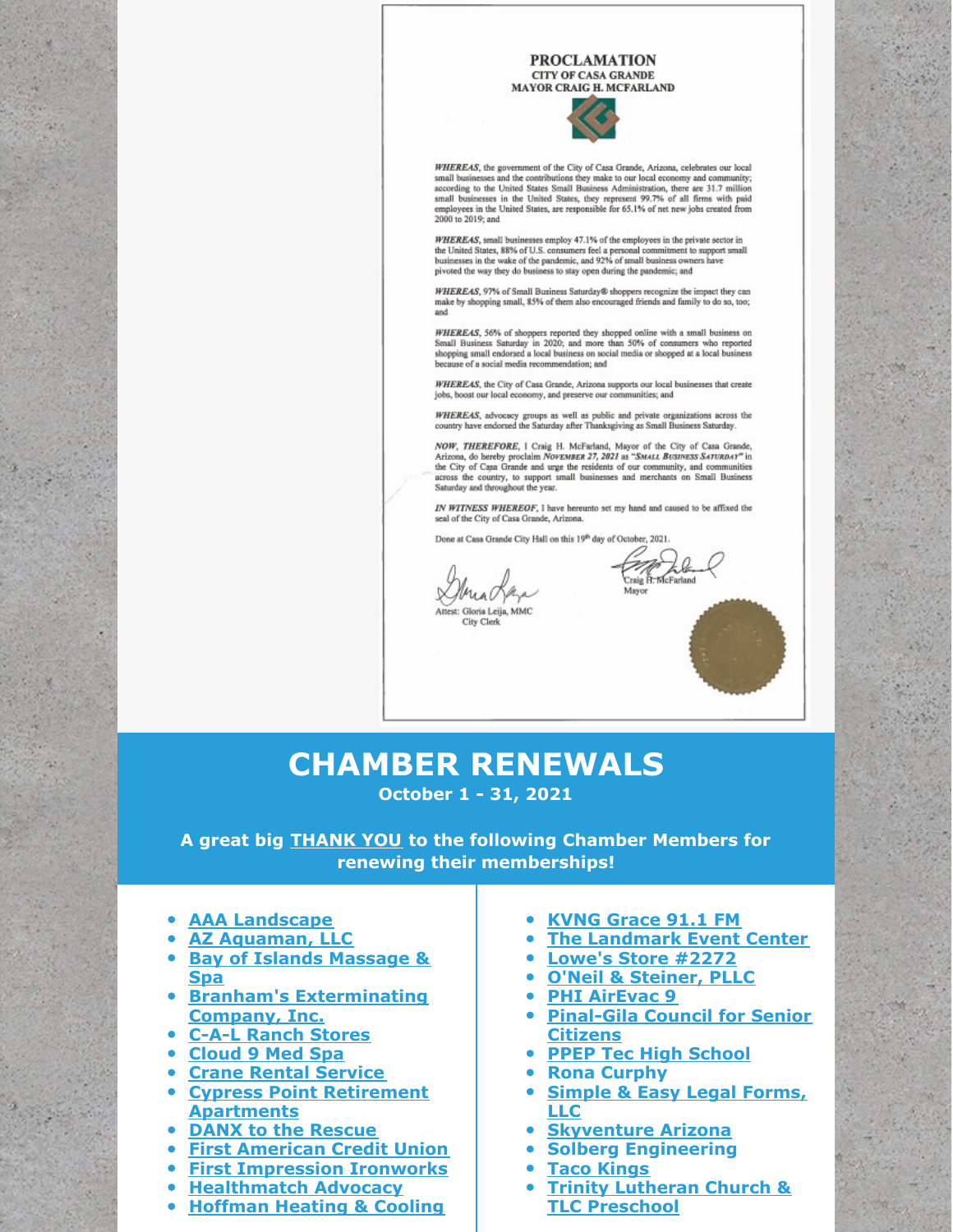# PROCLAMATION

### CITY OF CASA GRANDE
### MAYOR CRAIG H. MCFARLAND

*WHEREAS*, the government of the City of Casa Grande, Arizona, celebrates our local small businesses and the contributions they make to our local economy and community; according to the United States Small Business Administration, there are 31.7 million small businesses in the United States, they represent 99.7% of all firms with paid employees in the United States, are responsible for 65.1% of net new jobs created from 2000 to 2019; and

*WHEREAS*, small businesses employ 47.1% of the employees in the private sector in the United States, 88% of U.S. consumers feel a personal commitment to support small businesses in the wake of the pandemic, and 92% of small business owners have pivoted the way they do business to stay open during the pandemic; and

*WHEREAS*, 97% of Small Business Saturday® shoppers recognize the impact they can make by shopping small, 85% of them also encouraged friends and family to do so, too; and

*WHEREAS*, 56% of shoppers reported they shopped online with a small business on Small Business Saturday in 2020; and more than 50% of consumers who reported shopping small endorsed a local business on social media or shopped at a local business because of a social media recommendation; and

*WHEREAS*, the City of Casa Grande, Arizona supports our local businesses that create jobs, boost our local economy, and preserve our communities; and

*WHEREAS*, advocacy groups as well as public and private organizations across the country have endorsed the Saturday after Thanksgiving as Small Business Saturday.

*NOW, THEREFORE*, I Craig H. McFarland, Mayor of the City of Casa Grande, Arizona, do hereby proclaim *November 27, 2021* as *"Small Business Saturday"* in the City of Casa Grande and urge the residents of our community, and communities across the country, to support small businesses and merchants on Small Business Saturday and throughout the year.

*IN WITNESS WHEREOF*, I have hereunto set my hand and caused to be affixed the seal of the City of Casa Grande, Arizona.

Done at Casa Grande City Hall on this 19th day of October, 2021.

Craig H. McFarland
Mayor

Attest: Gloria Leija, MMC
City Clerk

# CHAMBER RENEWALS

**October 1 - 31, 2021**

**A great big THANK YOU to the following Chamber Members for renewing their memberships!**

- AAA Landscape
- AZ Aquaman, LLC
- Bay of Islands Massage & Spa
- Branham's Exterminating Company, Inc.
- C-A-L Ranch Stores
- Cloud 9 Med Spa
- Crane Rental Service
- Cypress Point Retirement Apartments
- DANX to the Rescue
- First American Credit Union
- First Impression Ironworks
- Healthmatch Advocacy
- Hoffman Heating & Cooling
- KVNG Grace 91.1 FM
- The Landmark Event Center
- Lowe's Store #2272
- O'Neil & Steiner, PLLC
- PHI AirEvac 9
- Pinal-Gila Council for Senior Citizens
- PPEP Tec High School
- Rona Curphy
- Simple & Easy Legal Forms, LLC
- Skyventure Arizona
- Solberg Engineering
- Taco Kings
- Trinity Lutheran Church & TLC Preschool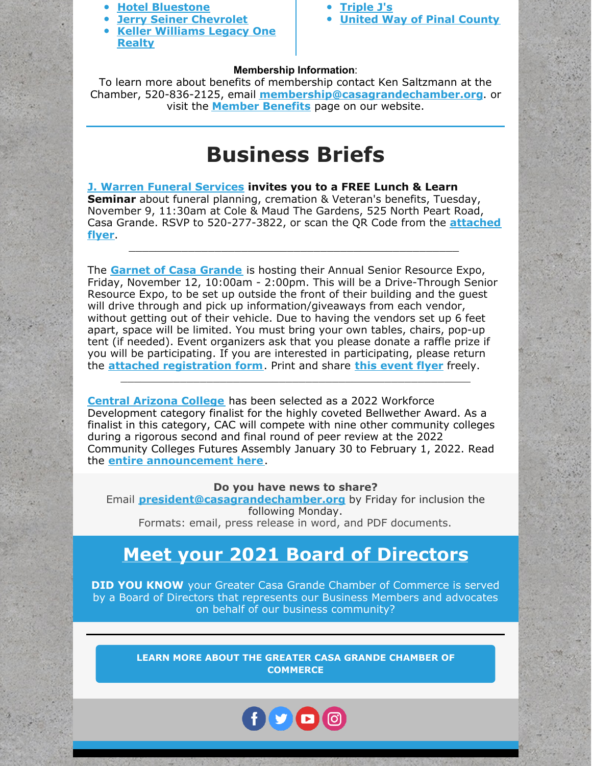- Hotel Bluestone
- Jerry Seiner Chevrolet
- Keller Williams Legacy One Realty
- Triple J's
- United Way of Pinal County

**Membership Information**:
To learn more about benefits of membership contact Ken Saltzmann at the Chamber, 520-836-2125, email membership@casagrandechamber.org. or visit the Member Benefits page on our website.

# Business Briefs

J. Warren Funeral Services **invites you to a FREE Lunch & Learn Seminar** about funeral planning, cremation & Veteran's benefits, Tuesday, November 9, 11:30am at Cole & Maud The Gardens, 525 North Peart Road, Casa Grande. RSVP to 520-277-3822, or scan the QR Code from the attached flyer.

---

The Garnet of Casa Grande is hosting their Annual Senior Resource Expo, Friday, November 12, 10:00am - 2:00pm. This will be a Drive-Through Senior Resource Expo, to be set up outside the front of their building and the guest will drive through and pick up information/giveaways from each vendor, without getting out of their vehicle. Due to having the vendors set up 6 feet apart, space will be limited. You must bring your own tables, chairs, pop-up tent (if needed). Event organizers ask that you please donate a raffle prize if you will be participating. If you are interested in participating, please return the attached registration form. Print and share this event flyer freely.

---

Central Arizona College has been selected as a 2022 Workforce Development category finalist for the highly coveted Bellwether Award. As a finalist in this category, CAC will compete with nine other community colleges during a rigorous second and final round of peer review at the 2022 Community Colleges Futures Assembly January 30 to February 1, 2022. Read the entire announcement here.

**Do you have news to share?**
Email president@casagrandechamber.org by Friday for inclusion the following Monday.
Formats: email, press release in word, and PDF documents.

## Meet your 2021 Board of Directors

**DID YOU KNOW** your Greater Casa Grande Chamber of Commerce is served by a Board of Directors that represents our Business Members and advocates on behalf of our business community?

**LEARN MORE ABOUT THE GREATER CASA GRANDE CHAMBER OF COMMERCE**